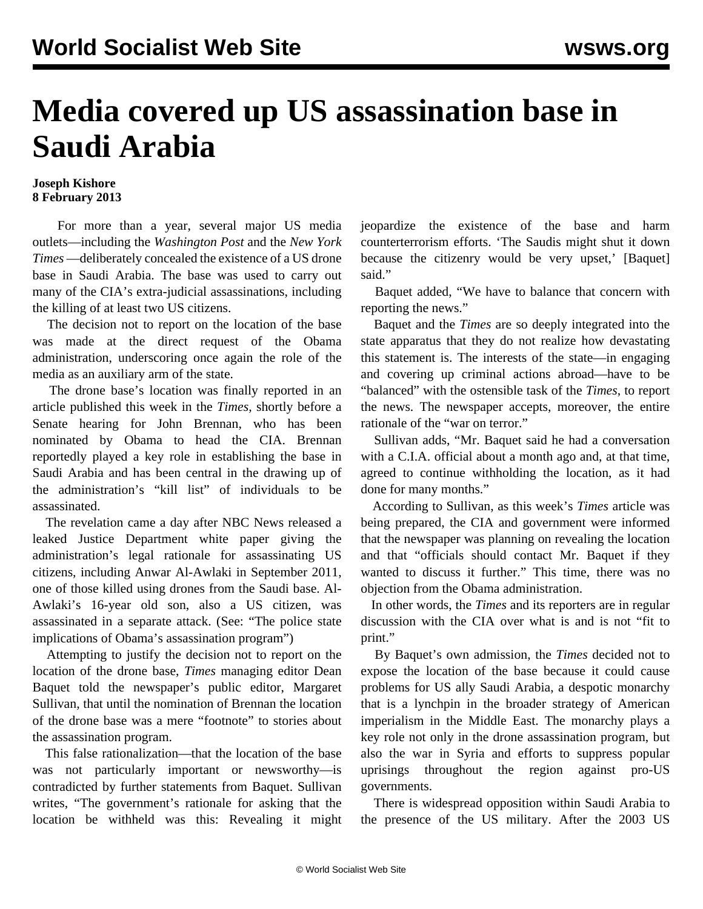# Media covered up US assassination base in Saudi Arabia

**Joseph Kishore**
**8 February 2013**

For more than a year, several major US media outlets—including the *Washington Post* and the *New York Times* —deliberately concealed the existence of a US drone base in Saudi Arabia. The base was used to carry out many of the CIA's extra-judicial assassinations, including the killing of at least two US citizens.

The decision not to report on the location of the base was made at the direct request of the Obama administration, underscoring once again the role of the media as an auxiliary arm of the state.

The drone base's location was finally reported in an article published this week in the *Times*, shortly before a Senate hearing for John Brennan, who has been nominated by Obama to head the CIA. Brennan reportedly played a key role in establishing the base in Saudi Arabia and has been central in the drawing up of the administration's "kill list" of individuals to be assassinated.

The revelation came a day after NBC News released a leaked Justice Department white paper giving the administration's legal rationale for assassinating US citizens, including Anwar Al-Awlaki in September 2011, one of those killed using drones from the Saudi base. Al-Awlaki's 16-year old son, also a US citizen, was assassinated in a separate attack. (See: "The police state implications of Obama's assassination program")

Attempting to justify the decision not to report on the location of the drone base, *Times* managing editor Dean Baquet told the newspaper's public editor, Margaret Sullivan, that until the nomination of Brennan the location of the drone base was a mere "footnote" to stories about the assassination program.

This false rationalization—that the location of the base was not particularly important or newsworthy—is contradicted by further statements from Baquet. Sullivan writes, "The government's rationale for asking that the location be withheld was this: Revealing it might jeopardize the existence of the base and harm counterterrorism efforts. 'The Saudis might shut it down because the citizenry would be very upset,' [Baquet] said."

Baquet added, "We have to balance that concern with reporting the news."

Baquet and the *Times* are so deeply integrated into the state apparatus that they do not realize how devastating this statement is. The interests of the state—in engaging and covering up criminal actions abroad—have to be "balanced" with the ostensible task of the *Times*, to report the news. The newspaper accepts, moreover, the entire rationale of the "war on terror."

Sullivan adds, "Mr. Baquet said he had a conversation with a C.I.A. official about a month ago and, at that time, agreed to continue withholding the location, as it had done for many months."

According to Sullivan, as this week's *Times* article was being prepared, the CIA and government were informed that the newspaper was planning on revealing the location and that "officials should contact Mr. Baquet if they wanted to discuss it further." This time, there was no objection from the Obama administration.

In other words, the *Times* and its reporters are in regular discussion with the CIA over what is and is not "fit to print."

By Baquet's own admission, the *Times* decided not to expose the location of the base because it could cause problems for US ally Saudi Arabia, a despotic monarchy that is a lynchpin in the broader strategy of American imperialism in the Middle East. The monarchy plays a key role not only in the drone assassination program, but also the war in Syria and efforts to suppress popular uprisings throughout the region against pro-US governments.

There is widespread opposition within Saudi Arabia to the presence of the US military. After the 2003 US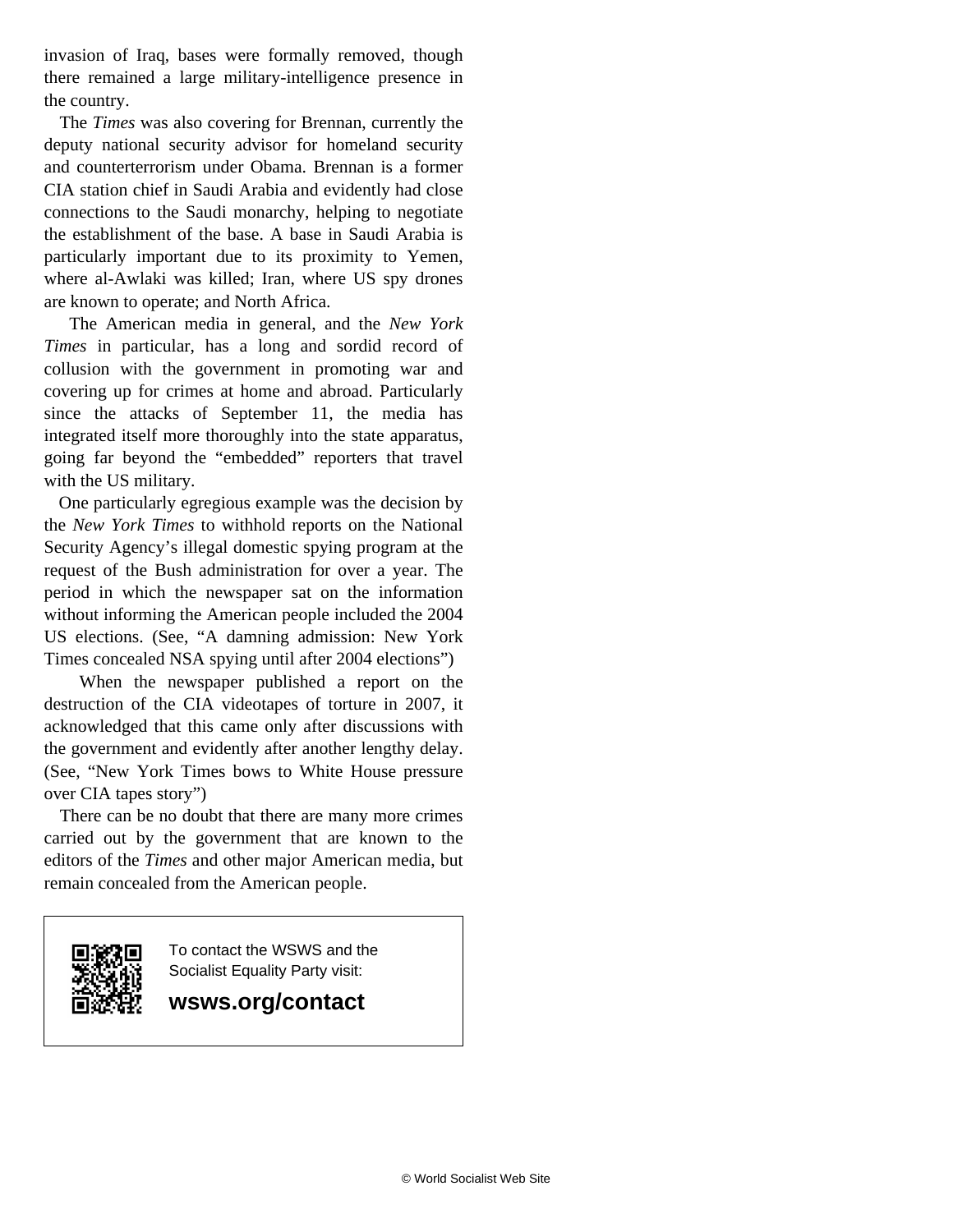invasion of Iraq, bases were formally removed, though there remained a large military-intelligence presence in the country.

The *Times* was also covering for Brennan, currently the deputy national security advisor for homeland security and counterterrorism under Obama. Brennan is a former CIA station chief in Saudi Arabia and evidently had close connections to the Saudi monarchy, helping to negotiate the establishment of the base. A base in Saudi Arabia is particularly important due to its proximity to Yemen, where al-Awlaki was killed; Iran, where US spy drones are known to operate; and North Africa.

The American media in general, and the *New York Times* in particular, has a long and sordid record of collusion with the government in promoting war and covering up for crimes at home and abroad. Particularly since the attacks of September 11, the media has integrated itself more thoroughly into the state apparatus, going far beyond the "embedded" reporters that travel with the US military.

One particularly egregious example was the decision by the *New York Times* to withhold reports on the National Security Agency's illegal domestic spying program at the request of the Bush administration for over a year. The period in which the newspaper sat on the information without informing the American people included the 2004 US elections. (See, "A damning admission: New York Times concealed NSA spying until after 2004 elections")

When the newspaper published a report on the destruction of the CIA videotapes of torture in 2007, it acknowledged that this came only after discussions with the government and evidently after another lengthy delay. (See, "New York Times bows to White House pressure over CIA tapes story")

There can be no doubt that there are many more crimes carried out by the government that are known to the editors of the *Times* and other major American media, but remain concealed from the American people.

To contact the WSWS and the Socialist Equality Party visit:

**wsws.org/contact**